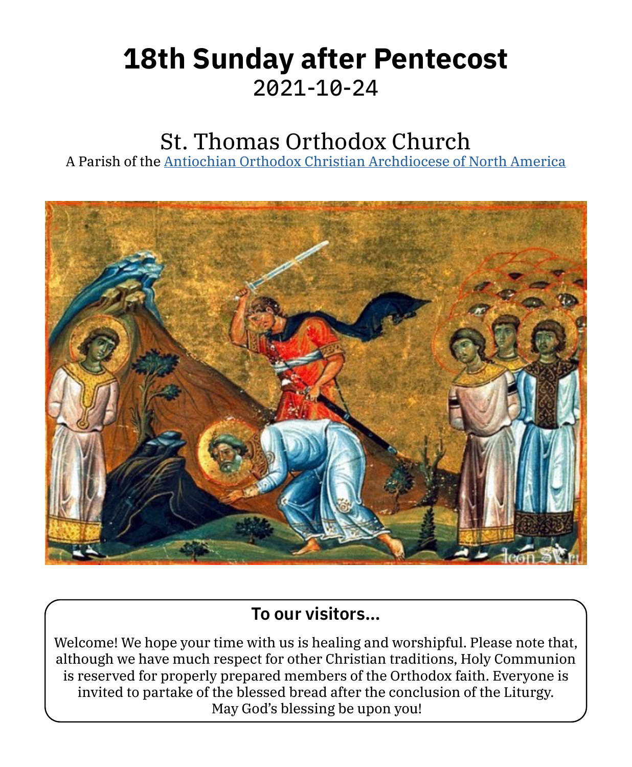# 18th Sunday after Pentecost

2021-10-24

## St. Thomas Orthodox Church

A Parish of the Antiochian Orthodox Christian Archdiocese of North America

### To our visitors...

Welcome! We hope your time with us is healing and worshipful. Please note that, although we have much respect for other Christian traditions, Holy Communion is reserved for properly prepared members of the Orthodox faith. Everyone is invited to partake of the blessed bread after the conclusion of the Liturgy. May God's blessing be upon you!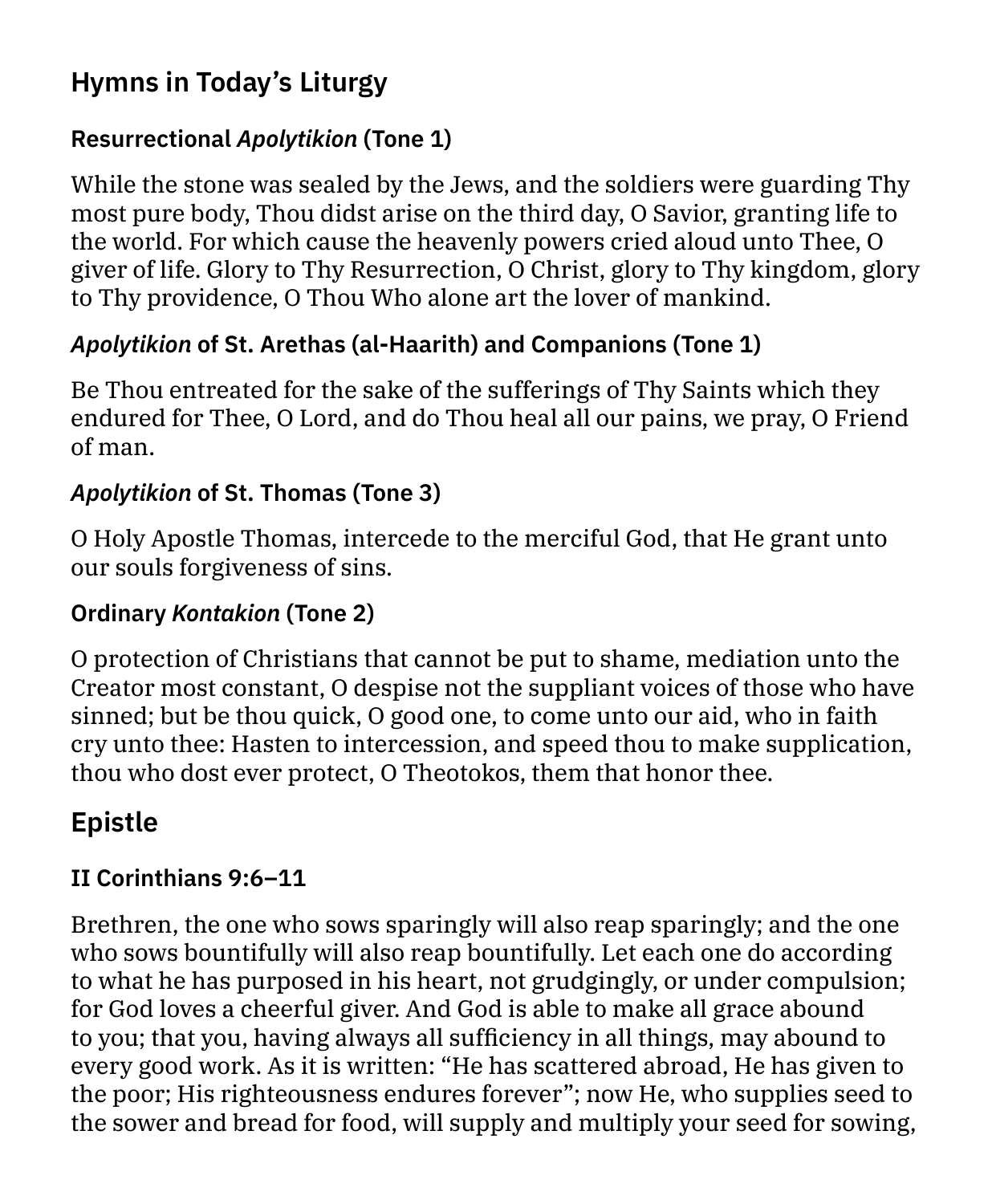## Hymns in Today's Liturgy

### Resurrectional *Apolytikion* (Tone 1)

While the stone was sealed by the Jews, and the soldiers were guarding Thy most pure body, Thou didst arise on the third day, O Savior, granting life to the world. For which cause the heavenly powers cried aloud unto Thee, O giver of life. Glory to Thy Resurrection, O Christ, glory to Thy kingdom, glory to Thy providence, O Thou Who alone art the lover of mankind.

### *Apolytikion* of St. Arethas (al-Haarith) and Companions (Tone 1)

Be Thou entreated for the sake of the sufferings of Thy Saints which they endured for Thee, O Lord, and do Thou heal all our pains, we pray, O Friend of man.

### *Apolytikion* of St. Thomas (Tone 3)

O Holy Apostle Thomas, intercede to the merciful God, that He grant unto our souls forgiveness of sins.

### Ordinary *Kontakion* (Tone 2)

O protection of Christians that cannot be put to shame, mediation unto the Creator most constant, O despise not the suppliant voices of those who have sinned; but be thou quick, O good one, to come unto our aid, who in faith cry unto thee: Hasten to intercession, and speed thou to make supplication, thou who dost ever protect, O Theotokos, them that honor thee.

## Epistle

### II Corinthians 9:6–11

Brethren, the one who sows sparingly will also reap sparingly; and the one who sows bountifully will also reap bountifully. Let each one do according to what he has purposed in his heart, not grudgingly, or under compulsion; for God loves a cheerful giver. And God is able to make all grace abound to you; that you, having always all sufficiency in all things, may abound to every good work. As it is written: "He has scattered abroad, He has given to the poor; His righteousness endures forever"; now He, who supplies seed to the sower and bread for food, will supply and multiply your seed for sowing,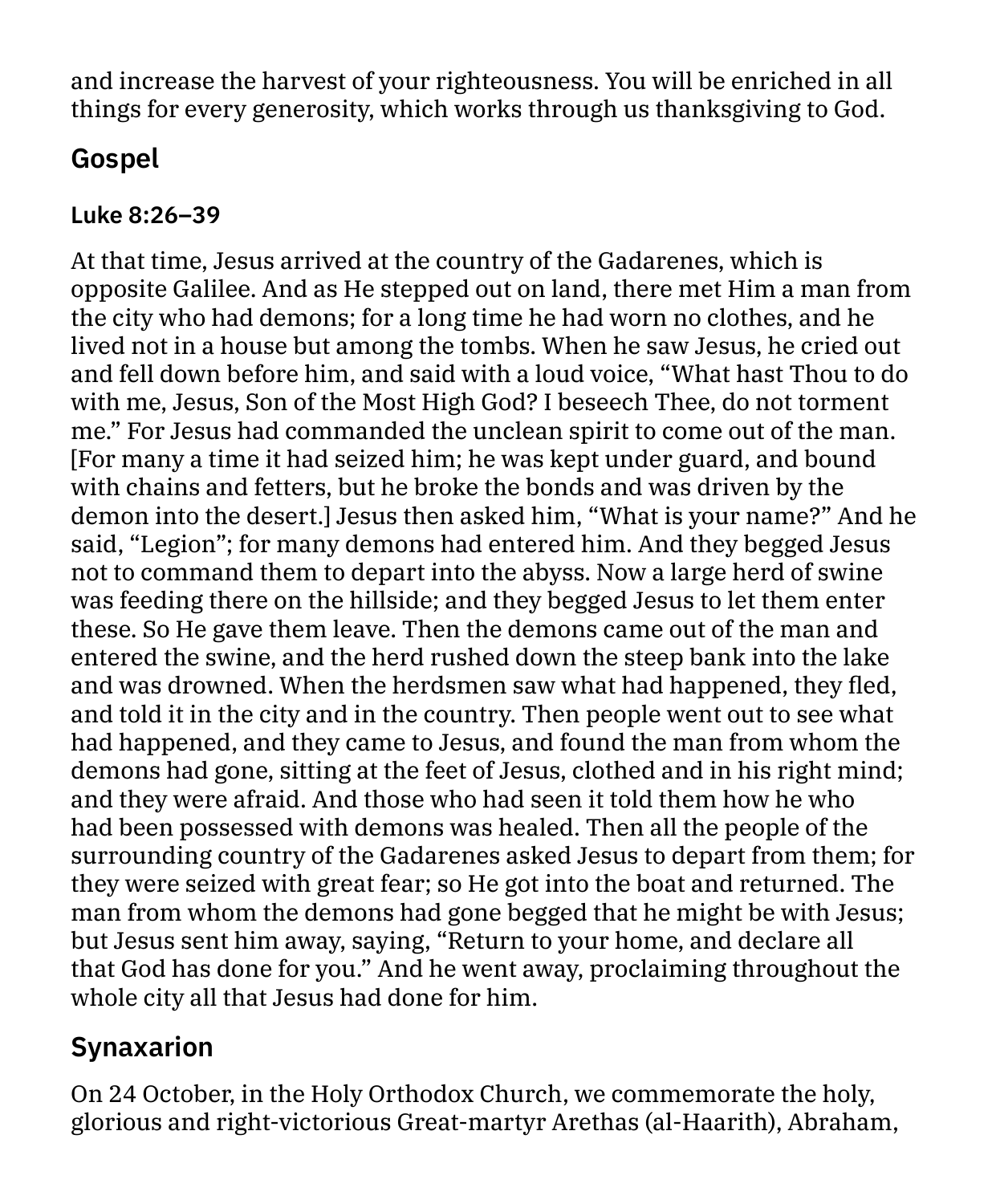and increase the harvest of your righteousness. You will be enriched in all things for every generosity, which works through us thanksgiving to God.

## Gospel

### Luke 8:26–39

At that time, Jesus arrived at the country of the Gadarenes, which is opposite Galilee. And as He stepped out on land, there met Him a man from the city who had demons; for a long time he had worn no clothes, and he lived not in a house but among the tombs. When he saw Jesus, he cried out and fell down before him, and said with a loud voice, “What hast Thou to do with me, Jesus, Son of the Most High God? I beseech Thee, do not torment me.” For Jesus had commanded the unclean spirit to come out of the man. [For many a time it had seized him; he was kept under guard, and bound with chains and fetters, but he broke the bonds and was driven by the demon into the desert.] Jesus then asked him, “What is your name?” And he said, “Legion”; for many demons had entered him. And they begged Jesus not to command them to depart into the abyss. Now a large herd of swine was feeding there on the hillside; and they begged Jesus to let them enter these. So He gave them leave. Then the demons came out of the man and entered the swine, and the herd rushed down the steep bank into the lake and was drowned. When the herdsmen saw what had happened, they fled, and told it in the city and in the country. Then people went out to see what had happened, and they came to Jesus, and found the man from whom the demons had gone, sitting at the feet of Jesus, clothed and in his right mind; and they were afraid. And those who had seen it told them how he who had been possessed with demons was healed. Then all the people of the surrounding country of the Gadarenes asked Jesus to depart from them; for they were seized with great fear; so He got into the boat and returned. The man from whom the demons had gone begged that he might be with Jesus; but Jesus sent him away, saying, “Return to your home, and declare all that God has done for you.” And he went away, proclaiming throughout the whole city all that Jesus had done for him.

## Synaxarion

On 24 October, in the Holy Orthodox Church, we commemorate the holy, glorious and right-victorious Great-martyr Arethas (al-Haarith), Abraham,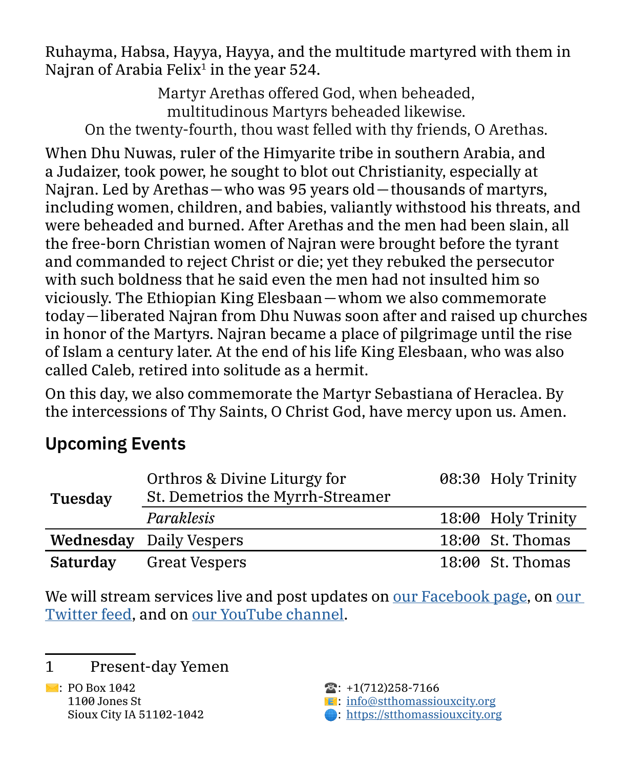Ruhayma, Habsa, Hayya, Hayya, and the multitude martyred with them in Najran of Arabia Felix[1] in the year 524.

Martyr Arethas offered God, when beheaded,
multitudinous Martyrs beheaded likewise.
On the twenty-fourth, thou wast felled with thy friends, O Arethas.

When Dhu Nuwas, ruler of the Himyarite tribe in southern Arabia, and a Judaizer, took power, he sought to blot out Christianity, especially at Najran. Led by Arethas—who was 95 years old—thousands of martyrs, including women, children, and babies, valiantly withstood his threats, and were beheaded and burned. After Arethas and the men had been slain, all the free-born Christian women of Najran were brought before the tyrant and commanded to reject Christ or die; yet they rebuked the persecutor with such boldness that he said even the men had not insulted him so viciously. The Ethiopian King Elesbaan—whom we also commemorate today—liberated Najran from Dhu Nuwas soon after and raised up churches in honor of the Martyrs. Najran became a place of pilgrimage until the rise of Islam a century later. At the end of his life King Elesbaan, who was also called Caleb, retired into solitude as a hermit.

On this day, we also commemorate the Martyr Sebastiana of Heraclea. By the intercessions of Thy Saints, O Christ God, have mercy upon us. Amen.

## Upcoming Events

| | | | |
|---|---|---|---|
| **Tuesday** | Orthros & Divine Liturgy for St. Demetrios the Myrrh-Streamer | 08:30 | Holy Trinity |
| | *Paraklesis* | 18:00 | Holy Trinity |
| **Wednesday** | Daily Vespers | 18:00 | St. Thomas |
| **Saturday** | Great Vespers | 18:00 | St. Thomas |

We will stream services live and post updates on our Facebook page, on our Twitter feed, and on our YouTube channel.

1 Present-day Yemen

✉️: PO Box 1042
1100 Jones St
Sioux City IA 51102-1042

☎: +1(712)258-7166
📧: info@stthomassiouxcity.org
🌐: https://stthomassiouxcity.org